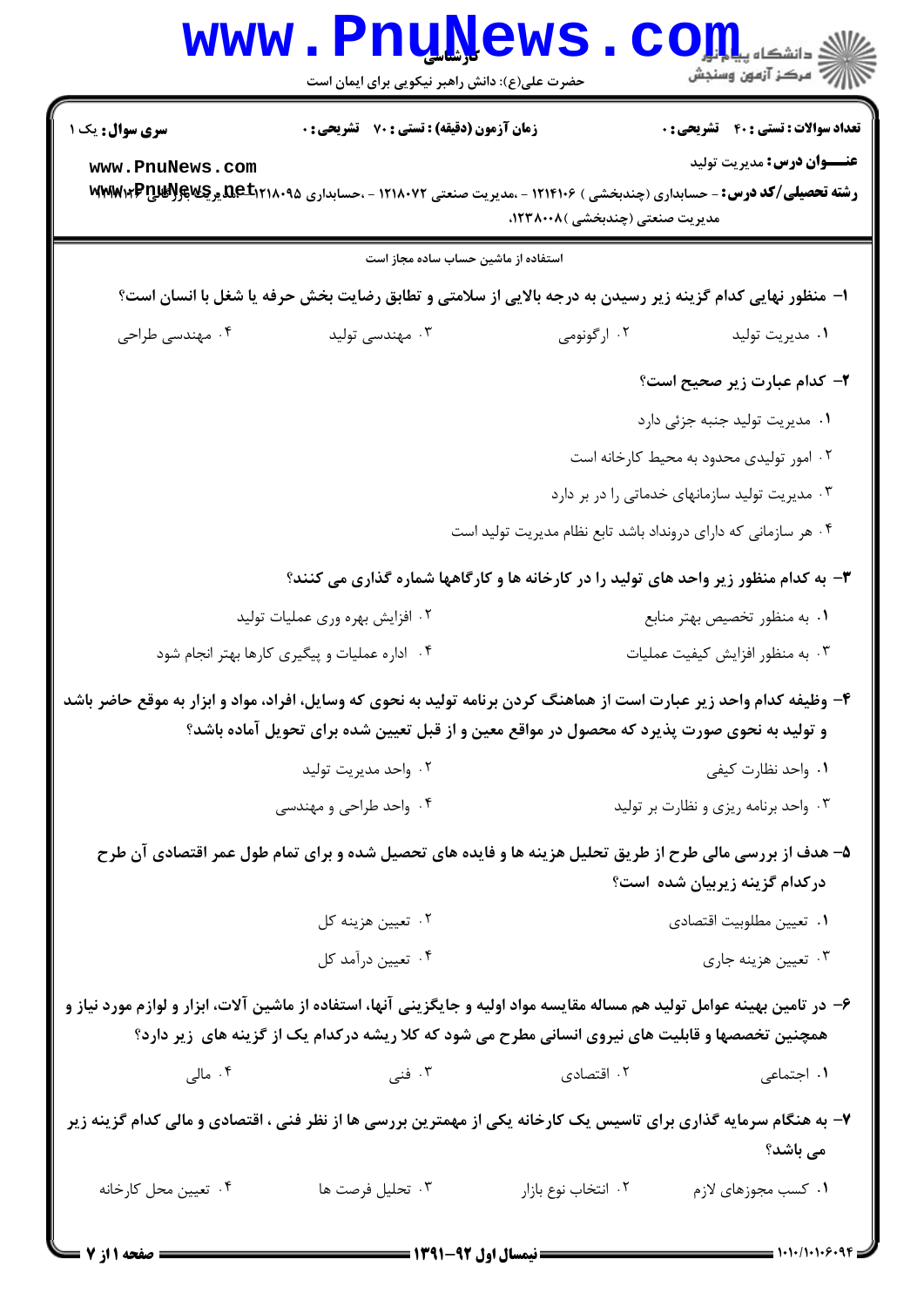کارشناسی

حضرت علی(ع): دانش راهبر نیکویی برای ایمان است

**سری سوال:** یک ۱

**زمان آزمون (دقیقه) : تستی : ۷۰ تشریحی : ۰**

**تعداد سوالات : تستی : ۴۰ تشریحی : ۰**

**عنـــوان درس:** مدیریت تولید

**رشته تحصیلی/کد درس:** - حسابداری (چندبخشی ) ۱۲۱۴۱۰۶ - ،مدیریت صنعتی ۱۲۱۸۰۷۲ - ،حسابداری ۱۲۱۸۰۹۵ - ،مدیریت بازرگانی ۱۲۱۸۰۹۵ مدیریت صنعتی (چندبخشی )۱۲۳۸۰۰۸،

استفاده از ماشین حساب ساده مجاز است

۱- منظور نهایی کدام گزینه زیر رسیدن به درجه بالایی از سلامتی و تطابق رضایت بخش حرفه یا شغل با انسان است؟

۱. مدیریت تولید
۲. ارگونومی
۳. مهندسی تولید
۴. مهندسی طراحی

۲- کدام عبارت زیر صحیح است؟

۱. مدیریت تولید جنبه جزئی دارد
۲. امور تولیدی محدود به محیط کارخانه است
۳. مدیریت تولید سازمانهای خدماتی را در بر دارد
۴. هر سازمانی که دارای درونداد باشد تابع نظام مدیریت تولید است

۳- به کدام منظور زیر واحد های تولید را در کارخانه ها و کارگاهها شماره گذاری می کنند؟

۱. به منظور تخصیص بهتر منابع
۲. افزایش بهره وری عملیات تولید
۳. به منظور افزایش کیفیت عملیات
۴. اداره عملیات و پیگیری کارها بهتر انجام شود

۴- وظیفه کدام واحد زیر عبارت است از هماهنگ کردن برنامه تولید به نحوی که وسایل، افراد، مواد و ابزار به موقع حاضر باشد و تولید به نحوی صورت پذیرد که محصول در مواقع معین و از قبل تعیین شده برای تحویل آماده باشد؟

۱. واحد نظارت کیفی
۲. واحد مدیریت تولید
۳. واحد برنامه ریزی و نظارت بر تولید
۴. واحد طراحی و مهندسی

۵- هدف از بررسی مالی طرح از طریق تحلیل هزینه ها و فایده های تحصیل شده و برای تمام طول عمر اقتصادی آن طرح درکدام گزینه زیربیان شده است؟

۱. تعیین مطلوبیت اقتصادی
۲. تعیین هزینه کل
۳. تعیین هزینه جاری
۴. تعیین درآمد کل

۶- در تامین بهینه عوامل تولید هم مساله مقایسه مواد اولیه و جایگزینی آنها، استفاده از ماشین آلات، ابزار و لوازم مورد نیاز و همچنین تخصصها و قابلیت های نیروی انسانی مطرح می شود که کلا ریشه درکدام یک از گزینه های زیر دارد؟

۱. اجتماعی
۲. اقتصادی
۳. فنی
۴. مالی

۷- به هنگام سرمایه گذاری برای تاسیس یک کارخانه یکی از مهمترین بررسی ها از نظر فنی ، اقتصادی و مالی کدام گزینه زیر می باشد؟

۱. کسب مجوزهای لازم
۲. انتخاب نوع بازار
۳. تحلیل فرصت ها
۴. تعیین محل کارخانه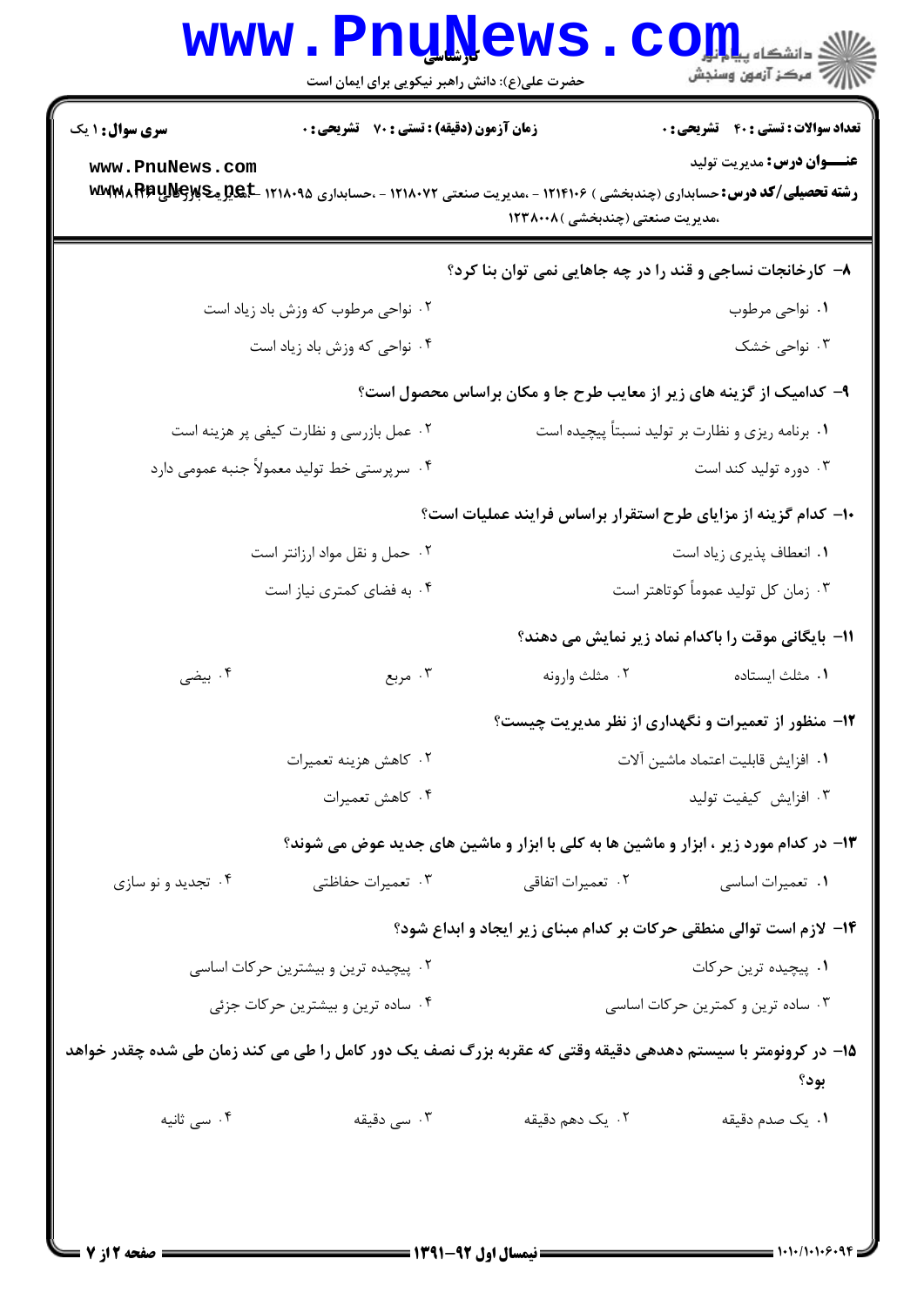**سری سوال:** ۱ یک

**زمان آزمون (دقیقه) : تستی :** ۷۰ **تشریحی :** ۰

**تعداد سوالات : تستی :** ۴۰ **تشریحی :** ۰

**عنـــوان درس:** مدیریت تولید

**رشته تحصیلی/کد درس:** حسابداری (چندبخشی ) ۱۲۱۴۱۰۶ - ،مدیریت صنعتی ۱۲۱۸۰۷۲ - ،حسابداری ۱۲۱۸۰۹۵ - ،مدیریت بازرگانی ۱۲۱۸۱۴۳ ،مدیریت صنعتی (چندبخشی )۱۲۳۸۰۰۸

---

**۸- کارخانجات نساجی و قند را در چه جاهایی نمی توان بنا کرد؟**

۱. نواحی مرطوب

۲. نواحی مرطوب که وزش باد زیاد است

۳. نواحی خشک

۴. نواحی که وزش باد زیاد است

**۹- کدامیک از گزینه های زیر از معایب طرح جا و مکان براساس محصول است؟**

۱. برنامه ریزی و نظارت بر تولید نسبتاً پیچیده است

۲. عمل بازرسی و نظارت کیفی پر هزینه است

۳. دوره تولید کند است

۴. سرپرستی خط تولید معمولاً جنبه عمومی دارد

**۱۰- کدام گزینه از مزایای طرح استقرار براساس فرایند عملیات است؟**

۱. انعطاف پذیری زیاد است

۲. حمل و نقل مواد ارزانتر است

۳. زمان کل تولید عموماً کوتاهتر است

۴. به فضای کمتری نیاز است

**۱۱- بایگانی موقت را باکدام نماد زیر نمایش می دهند؟**

۱. مثلث ایستاده

۲. مثلث وارونه

۳. مربع

۴. بیضی

**۱۲- منظور از تعمیرات و نگهداری از نظر مدیریت چیست؟**

۱. افزایش قابلیت اعتماد ماشین آلات

۲. کاهش هزینه تعمیرات

۳. افزایش کیفیت تولید

۴. کاهش تعمیرات

**۱۳- در کدام مورد زیر ، ابزار و ماشین ها به کلی با ابزار و ماشین های جدید عوض می شوند؟**

۱. تعمیرات اساسی

۲. تعمیرات اتفاقی

۳. تعمیرات حفاظتی

۴. تجدید و نو سازی

**۱۴- لازم است توالی منطقی حرکات بر کدام مبنای زیر ایجاد و ابداع شود؟**

۱. پیچیده ترین حرکات

۲. پیچیده ترین و بیشترین حرکات اساسی

۳. ساده ترین و کمترین حرکات اساسی

۴. ساده ترین و بیشترین حرکات جزئی

**۱۵- در کرونومتر با سیستم دهدهی دقیقه وقتی که عقربه بزرگ نصف یک دور کامل را طی می کند زمان طی شده چقدر خواهد بود؟**

۱. یک صدم دقیقه

۲. یک دهم دقیقه

۳. سی دقیقه

۴. سی ثانیه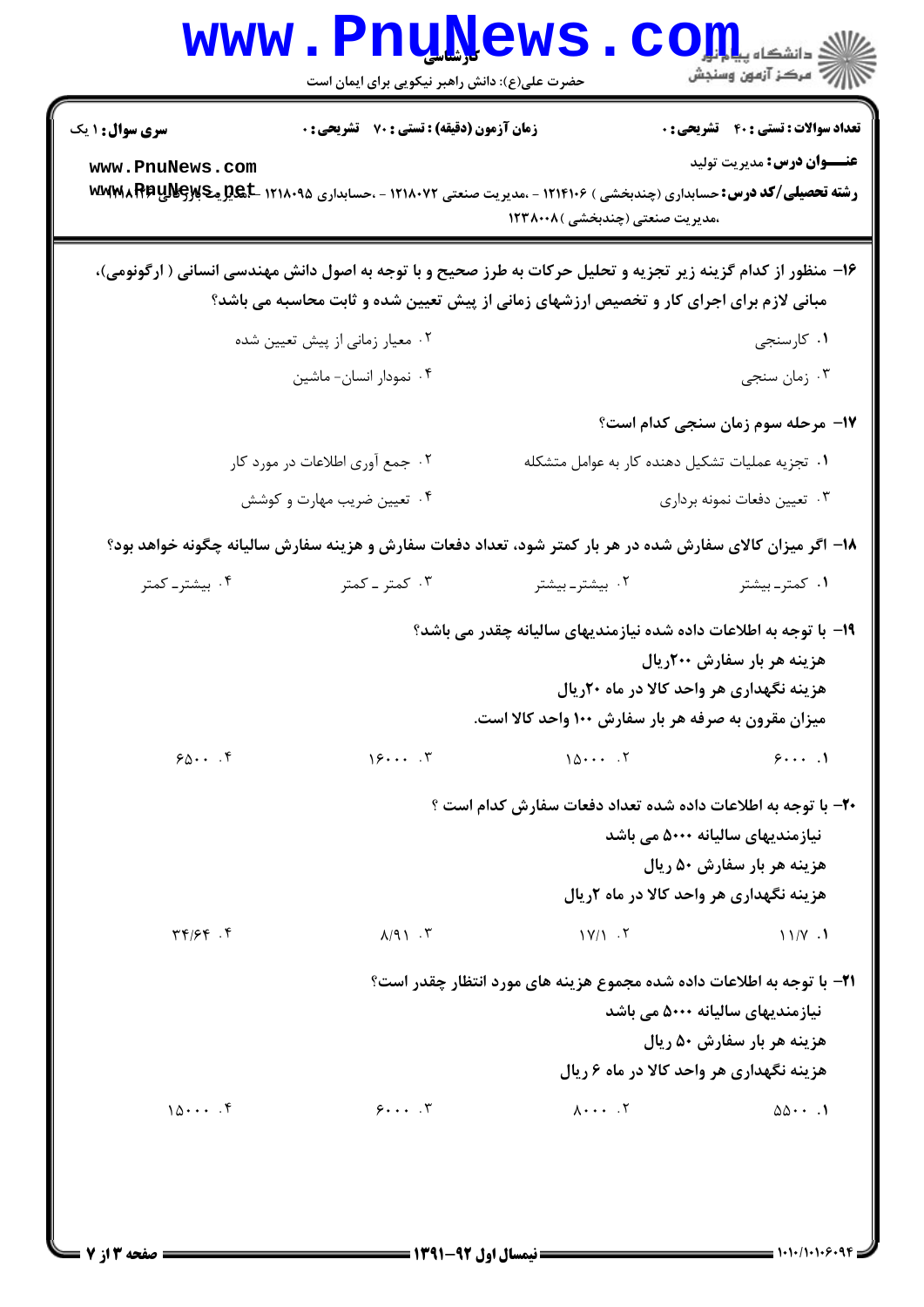**تعداد سوالات : تستی : ۴۰ تشریحی : ۰** | **زمان آزمون (دقیقه) : تستی : ۷۰ تشریحی : ۰** | **سری سوال : ۱ یک**

**عنـــوان درس:** مدیریت تولید

**رشته تحصیلی/کد درس:** حسابداری (چندبخشی ) ۱۲۱۴۱۰۶ - ،مدیریت صنعتی ۱۲۱۸۰۷۲ - ،حسابداری ۱۲۱۸۰۹۵ - ،مدیریت بازرگانی ۱۲۱۸۱۴۳ ،مدیریت صنعتی (چندبخشی )۱۲۳۸۰۰۸

**۱۶- منظور از کدام گزینه زیر تجزیه و تحلیل حرکات به طرز صحیح و با توجه به اصول دانش مهندسی انسانی ( ارگونومی)، مبانی لازم برای اجرای کار و تخصیص ارزشهای زمانی از پیش تعیین شده و ثابت محاسبه می باشد؟**

۱. کارسنجی
۲. معیار زمانی از پیش تعیین شده
۳. زمان سنجی
۴. نمودار انسان- ماشین

**۱۷- مرحله سوم زمان سنجی کدام است؟**

۱. تجزیه عملیات تشکیل دهنده کار به عوامل متشکله
۲. جمع آوری اطلاعات در مورد کار
۳. تعیین دفعات نمونه برداری
۴. تعیین ضریب مهارت و کوشش

**۱۸- اگر میزان کالای سفارش شده در هر بار کمتر شود، تعداد دفعات سفارش و هزینه سفارش سالیانه چگونه خواهد بود؟**

۱. کمتر- بیشتر
۲. بیشتر- بیشتر
۳. کمتر - کمتر
۴. بیشتر- کمتر

**۱۹- با توجه به اطلاعات داده شده نیازمندیهای سالیانه چقدر می باشد؟**

**هزینه هر بار سفارش ۲۰۰ریال**
**هزینه نگهداری هر واحد کالا در ماه ۲۰ریال**
**میزان مقرون به صرفه هر بار سفارش ۱۰۰ واحد کالا است.**

۱. ۶۰۰۰
۲. ۱۵۰۰۰
۳. ۱۶۰۰۰
۴. ۶۵۰۰

**۲۰- با توجه به اطلاعات داده شده تعداد دفعات سفارش کدام است ؟**

**نیازمندیهای سالیانه ۵۰۰۰ می باشد**
**هزینه هر بار سفارش ۵۰ ریال**
**هزینه نگهداری هر واحد کالا در ماه ۲ریال**

۱. ۱۱/۷
۲. ۱۷/۱
۳. ۸/۹۱
۴. ۳۴/۶۴

**۲۱- با توجه به اطلاعات داده شده مجموع هزینه های مورد انتظار چقدر است؟**

**نیازمندیهای سالیانه ۵۰۰۰ می باشد**
**هزینه هر بار سفارش ۵۰ ریال**
**هزینه نگهداری هر واحد کالا در ماه ۶ ریال**

۱. ۵۵۰۰
۲. ۸۰۰۰
۳. ۶۰۰۰
۴. ۱۵۰۰۰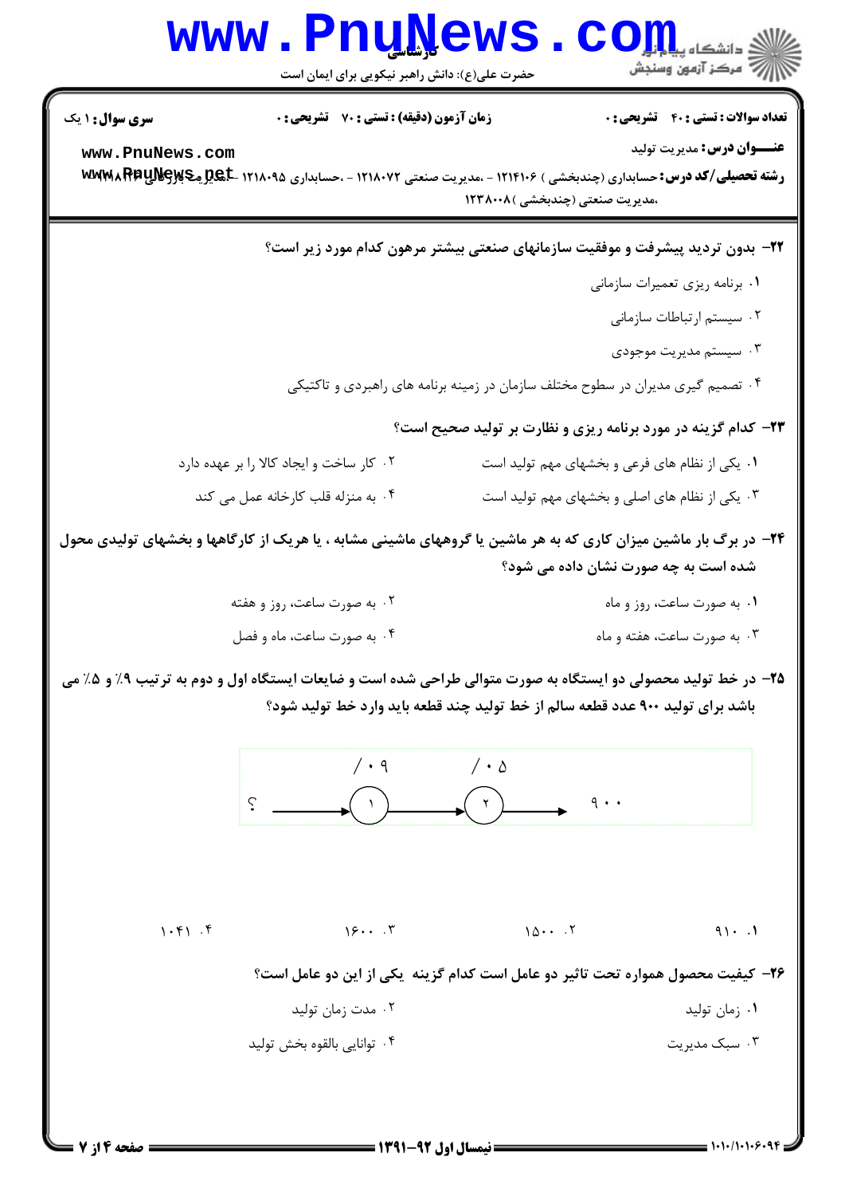**تعداد سوالات : تستی : ۴۰  تشریحی : ۰**　　**زمان آزمون (دقیقه) : تستی : ۷۰  تشریحی : ۰**　　**سری سوال : ۱ یک**

**عنـــوان درس:** مدیریت تولید

**رشته تحصیلی/کد درس:** حسابداری (چندبخشی ) ۱۲۱۴۱۰۶ - ،مدیریت صنعتی ۱۲۱۸۰۷۲ - ،حسابداری ۱۲۱۸۰۹۵ - ،مدیریت بازرگانی ۱۲۱۸۱۲۴ ،مدیریت صنعتی (چندبخشی )۱۲۳۸۰۰۸

**۲۲- بدون تردید پیشرفت و موفقیت سازمانهای صنعتی بیشتر مرهون کدام مورد زیر است؟**

۱. برنامه ریزی تعمیرات سازمانی

۲. سیستم ارتباطات سازمانی

۳. سیستم مدیریت موجودی

۴. تصمیم گیری مدیران در سطوح مختلف سازمان در زمینه برنامه های راهبردی و تاکتیکی

**۲۳- کدام گزینه در مورد برنامه ریزی و نظارت بر تولید صحیح است؟**

۱. یکی از نظام های فرعی و بخشهای مهم تولید است

۲. کار ساخت و ایجاد کالا را بر عهده دارد

۳. یکی از نظام های اصلی و بخشهای مهم تولید است

۴. به منزله قلب کارخانه عمل می کند

**۲۴- در برگ بار ماشین میزان کاری که به هر ماشین یا گروههای ماشینی مشابه ، یا هریک از کارگاهها و بخشهای تولیدی محول شده است به چه صورت نشان داده می شود؟**

۱. به صورت ساعت، روز و ماه

۲. به صورت ساعت، روز و هفته

۳. به صورت ساعت، هفته و ماه

۴. به صورت ساعت، ماه و فصل

**۲۵- در خط تولید محصولی دو ایستگاه به صورت متوالی طراحی شده است و ضایعات ایستگاه اول و دوم به ترتیب ۹٪ و ۵٪ می باشد برای تولید ۹۰۰ عدد قطعه سالم از خط تولید چند قطعه باید وارد خط تولید شود؟**

؟ ← (۱) [۰/۰۹] ← (۲) [۰/۰۵] ← ۹۰۰

۱. ۹۱۰

۲. ۱۵۰۰

۳. ۱۶۰۰

۴. ۱۰۴۱

**۲۶- کیفیت محصول همواره تحت تاثیر دو عامل است کدام گزینه  یکی از این دو عامل است؟**

۱. زمان تولید

۲. مدت زمان تولید

۳. سبک مدیریت

۴. توانایی بالقوه بخش تولید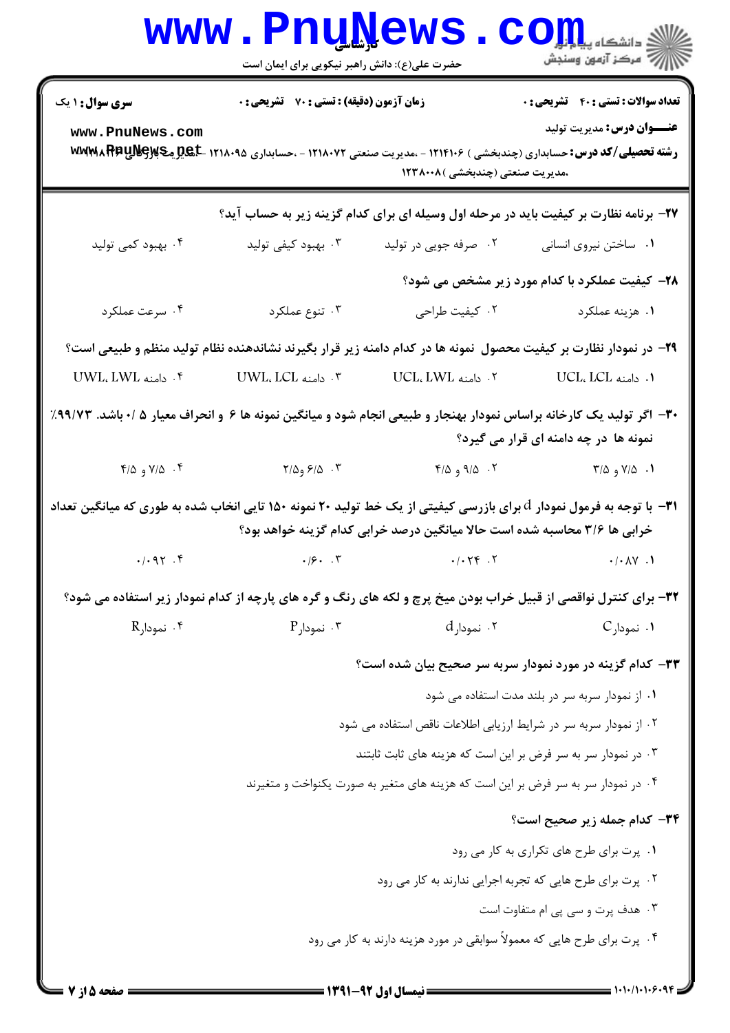**سری سوال:** ۱ یک

**زمان آزمون (دقیقه) : تستی : ۷۰ تشریحی : ۰**

**تعداد سوالات : تستی : ۴۰ تشریحی : ۰**

**عنـــوان درس:** مدیریت تولید

**رشته تحصیلی/کد درس:** حسابداری (چندبخشی ) ۱۲۱۴۱۰۶ - ،مدیریت صنعتی ۱۲۱۸۰۷۲ - ،حسابداری ۱۲۱۸۰۹۵ - ،مدیریت بازرگانی ۱۲۱۸۱۳۴ ،مدیریت صنعتی (چندبخشی )۱۲۳۸۰۰۸

۲۷- برنامه نظارت بر کیفیت باید در مرحله اول وسیله ای برای کدام گزینه زیر به حساب آید؟

۱. ساختن نیروی انسانی
۲. صرفه جویی در تولید
۳. بهبود کیفی تولید
۴. بهبود کمی تولید

۲۸- کیفیت عملکرد با کدام مورد زیر مشخص می شود؟

۱. هزینه عملکرد
۲. کیفیت طراحی
۳. تنوع عملکرد
۴. سرعت عملکرد

۲۹- در نمودار نظارت بر کیفیت محصول نمونه ها در کدام دامنه زیر قرار بگیرند نشاندهنده نظام تولید منظم و طبیعی است؟

۱. دامنه UCL، LCL
۲. دامنه UCL، LWL
۳. دامنه UWL، LCL
۴. دامنه UWL، LWL

۳۰- اگر تولید یک کارخانه براساس نمودار بهنجار و طبیعی انجام شود و میانگین نمونه ها ۶ و انحراف معیار ۰/۵ باشد. ۹۹/۷۳٪ نمونه ها در چه دامنه ای قرار می گیرد؟

۱. ۷/۵ و ۳/۵
۲. ۹/۵ و ۴/۵
۳. ۶/۵ و ۲/۵
۴. ۷/۵ و ۴/۵

۳۱- با توجه به فرمول نمودار d برای بازرسی کیفیتی از یک خط تولید ۲۰ نمونه ۱۵۰ تایی انخاب شده به طوری که میانگین تعداد خرابی ها ۳/۶ محاسبه شده است حالا میانگین درصد خرابی کدام گزینه خواهد بود؟

۱. ۰/۰۸۷
۲. ۰/۰۲۴
۳. ۰/۶۰
۴. ۰/۰۹۲

۳۲- برای کنترل نواقصی از قبیل خراب بودن میخ پرچ و لکه های رنگ و گره های پارچه از کدام نمودار زیر استفاده می شود؟

۱. نمودار C
۲. نمودار d
۳. نمودار P
۴. نمودار R

۳۳- کدام گزینه در مورد نمودار سربه سر صحیح بیان شده است؟

۱. از نمودار سربه سر در بلند مدت استفاده می شود
۲. از نمودار سربه سر در شرایط ارزیابی اطلاعات ناقص استفاده می شود
۳. در نمودار سر به سر فرض بر این است که هزینه های ثابت ثابتند
۴. در نمودار سر به سر فرض بر این است که هزینه های متغیر به صورت یکنواخت و متغیرند

۳۴- کدام جمله زیر صحیح است؟

۱. پرت برای طرح های تکراری به کار می رود
۲. پرت برای طرح هایی که تجربه اجرایی ندارند به کار می رود
۳. هدف پرت و سی پی ام متفاوت است
۴. پرت برای طرح هایی که معمولاً سوابقی در مورد هزینه دارند به کار می رود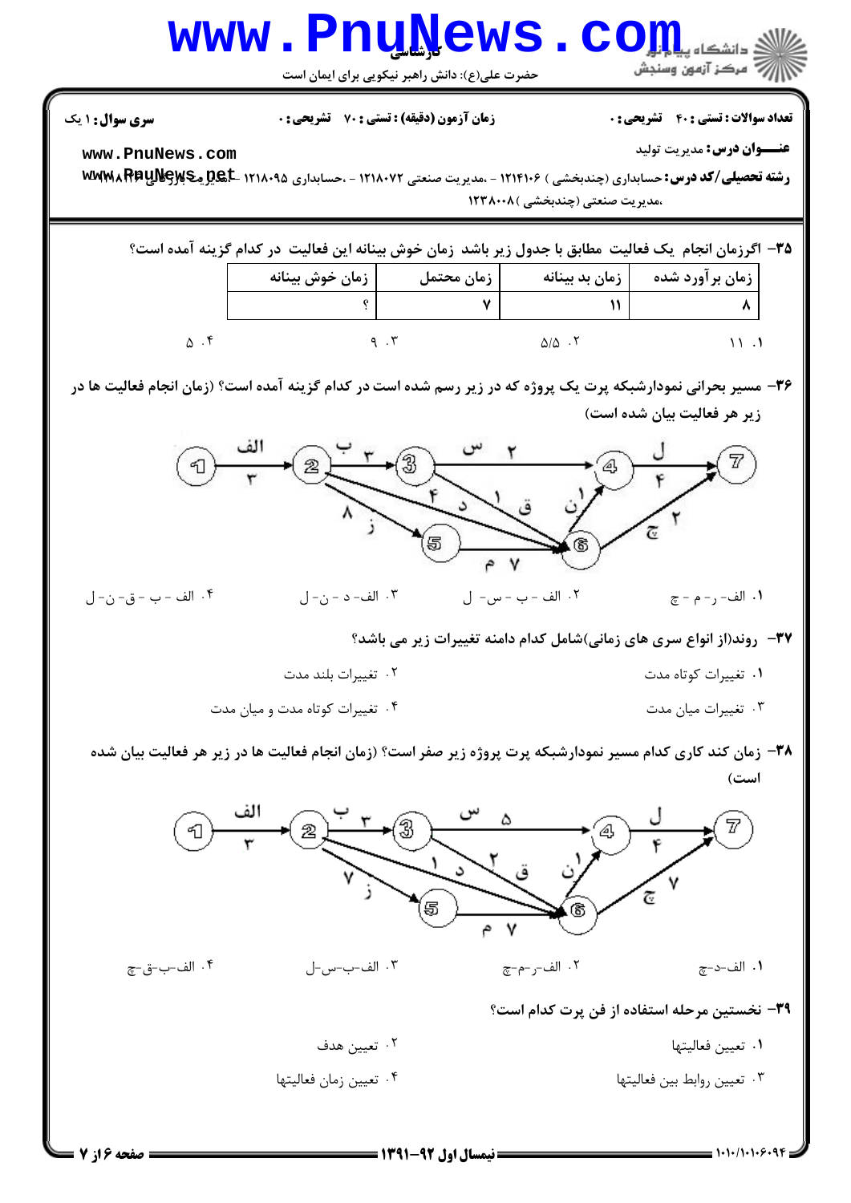**تعداد سوالات : تستی : ۴۰ تشریحی : ۰** | **زمان آزمون (دقیقه) : تستی : ۷۰ تشریحی : ۰** | **سری سوال : ۱ یک**

**عنـــوان درس :** مدیریت تولید

**رشته تحصیلی/کد درس :** حسابداری (چندبخشی ) ۱۲۱۴۱۰۶ - ،مدیریت صنعتی ۱۲۱۸۰۷۲ - ،حسابداری ۱۲۱۸۰۹۵ - ،مدیریت بازرگانی ۱۲۱۸۱۲۴ ،مدیریت صنعتی (چندبخشی )۱۲۳۸۰۰۸

**۳۵-** اگرزمان انجام یک فعالیت مطابق با جدول زیر باشد زمان خوش بینانه این فعالیت در کدام گزینه آمده است؟

| زمان برآورد شده | زمان بد بینانه | زمان محتمل | زمان خوش بینانه |
|---|---|---|---|
| ۸ | ۱۱ | ۷ | ؟ |

۱. ۱۱ &nbsp;&nbsp; ۲. ۵/۵ &nbsp;&nbsp; ۳. ۹ &nbsp;&nbsp; ۴. ۵

**۳۶-** مسیر بحرانی نمودارشبکه پرت یک پروژه که در زیر رسم شده است در کدام گزینه آمده است؟ (زمان انجام فعالیت ها در زیر هر فعالیت بیان شده است)

۱. الف- ر- م - چ &nbsp;&nbsp; ۲. الف - ب - س- ل &nbsp;&nbsp; ۳. الف- د - ن- ل &nbsp;&nbsp; ۴. الف - ب - ق- ن- ل

**۳۷-** روند(از انواع سری های زمانی)شامل کدام دامنه تغییرات زیر می باشد؟

۱. تغییرات کوتاه مدت &nbsp;&nbsp; ۲. تغییرات بلند مدت

۳. تغییرات میان مدت &nbsp;&nbsp; ۴. تغییرات کوتاه مدت و میان مدت

**۳۸-** زمان کند کاری کدام مسیر نمودارشبکه پرت پروژه زیر صفر است؟ (زمان انجام فعالیت ها در زیر هر فعالیت بیان شده است)

۱. الف-د-چ &nbsp;&nbsp; ۲. الف-ر-م-چ &nbsp;&nbsp; ۳. الف-ب-س-ل &nbsp;&nbsp; ۴. الف-ب-ق-چ

**۳۹-** نخستین مرحله استفاده از فن پرت کدام است؟

۱. تعیین فعالیتها &nbsp;&nbsp; ۲. تعیین هدف

۳. تعیین روابط بین فعالیتها &nbsp;&nbsp; ۴. تعیین زمان فعالیتها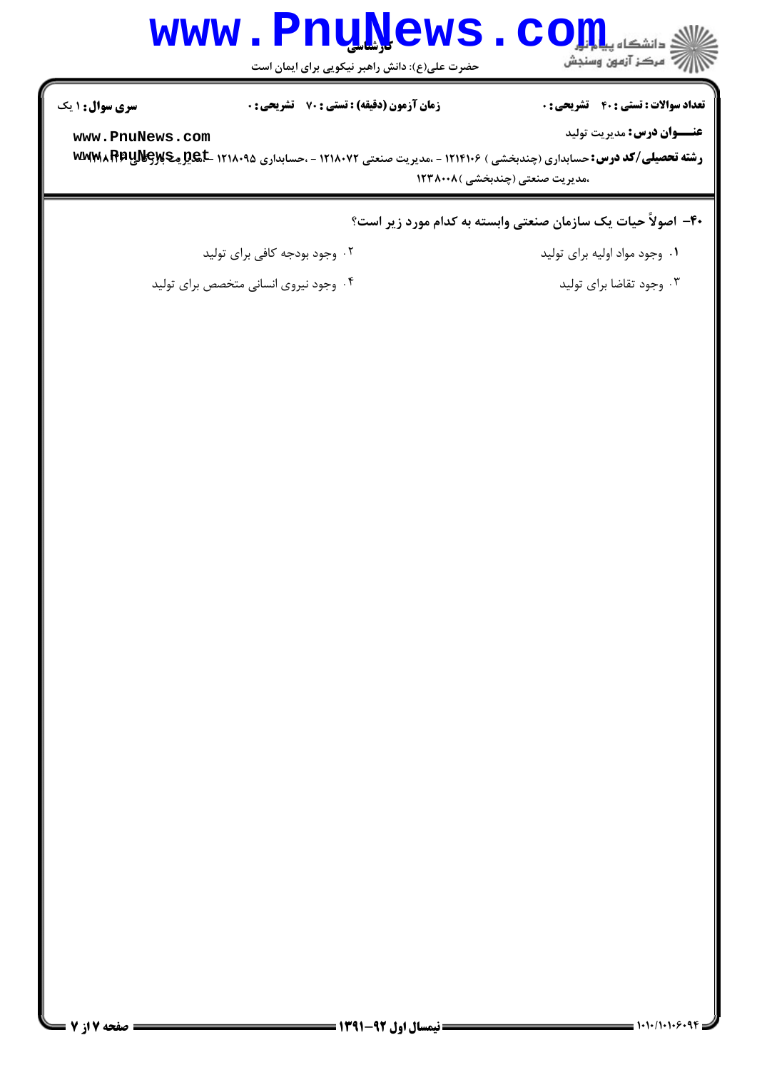**سری سوال:** ۱ یک

**زمان آزمون (دقیقه) : تستی : ۷۰ تشریحی : ۰**

**تعداد سوالات : تستی : ۴۰ تشریحی : ۰**

**عنـــوان درس:** مدیریت تولید

**رشته تحصیلی/کد درس:** حسابداری (چندبخشی ) ۱۲۱۴۱۰۶ - ،مدیریت صنعتی ۱۲۱۸۰۷۲ - ،حسابداری ۱۲۱۸۰۹۵ - ،مدیریت بازرگانی ۱۲۱۸۱۲۶ ،مدیریت صنعتی (چندبخشی )۱۲۳۸۰۰۸

**۴۰- اصولاً حیات یک سازمان صنعتی وابسته به کدام مورد زیر است؟**

۱. وجود مواد اولیه برای تولید

۲. وجود بودجه کافی برای تولید

۳. وجود تقاضا برای تولید

۴. وجود نیروی انسانی متخصص برای تولید